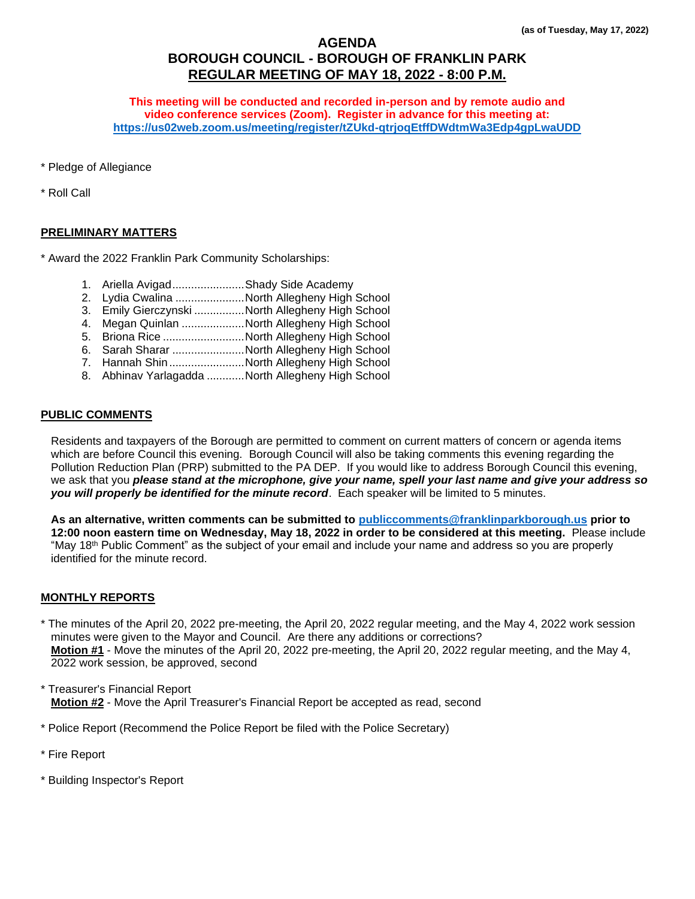(as of Tuesday, May 17, 2022)

# AGENDA
# BOROUGH COUNCIL - BOROUGH OF FRANKLIN PARK
## REGULAR MEETING OF MAY 18, 2022 - 8:00 P.M.

**This meeting will be conducted and recorded in-person and by remote audio and video conference services (Zoom). Register in advance for this meeting at:**
**https://us02web.zoom.us/meeting/register/tZUkd-qtrjoqEtffDWdtmWa3Edp4gpLwaUDD**

* Pledge of Allegiance

* Roll Call

## PRELIMINARY MATTERS

* Award the 2022 Franklin Park Community Scholarships:

1. Ariella Avigad.......................Shady Side Academy
2. Lydia Cwalina ......................North Allegheny High School
3. Emily Gierczynski ................North Allegheny High School
4. Megan Quinlan ....................North Allegheny High School
5. Briona Rice ..........................North Allegheny High School
6. Sarah Sharar .......................North Allegheny High School
7. Hannah Shin........................North Allegheny High School
8. Abhinav Yarlagadda ............North Allegheny High School

## PUBLIC COMMENTS

Residents and taxpayers of the Borough are permitted to comment on current matters of concern or agenda items which are before Council this evening. Borough Council will also be taking comments this evening regarding the Pollution Reduction Plan (PRP) submitted to the PA DEP. If you would like to address Borough Council this evening, we ask that you ***please stand at the microphone, give your name, spell your last name and give your address so you will properly be identified for the minute record***. Each speaker will be limited to 5 minutes.

**As an alternative, written comments can be submitted to publiccomments@franklinparkborough.us prior to 12:00 noon eastern time on Wednesday, May 18, 2022 in order to be considered at this meeting.** Please include "May 18th Public Comment" as the subject of your email and include your name and address so you are properly identified for the minute record.

## MONTHLY REPORTS

* The minutes of the April 20, 2022 pre-meeting, the April 20, 2022 regular meeting, and the May 4, 2022 work session minutes were given to the Mayor and Council. Are there any additions or corrections?
  **Motion #1** - Move the minutes of the April 20, 2022 pre-meeting, the April 20, 2022 regular meeting, and the May 4, 2022 work session, be approved, second

* Treasurer's Financial Report
  **Motion #2** - Move the April Treasurer's Financial Report be accepted as read, second

* Police Report (Recommend the Police Report be filed with the Police Secretary)

* Fire Report

* Building Inspector's Report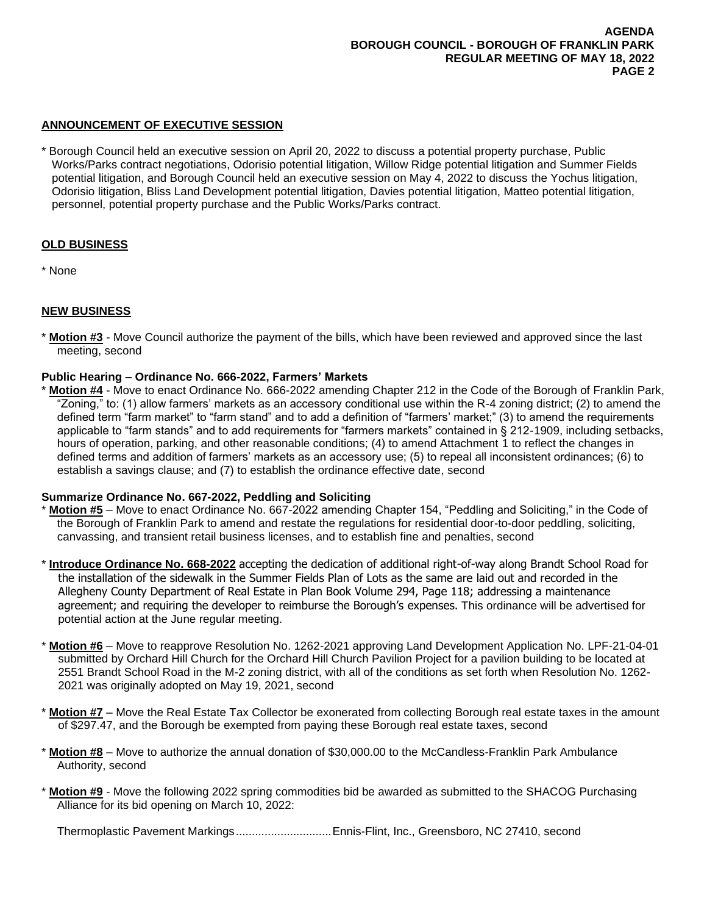## ANNOUNCEMENT OF EXECUTIVE SESSION

* Borough Council held an executive session on April 20, 2022 to discuss a potential property purchase, Public Works/Parks contract negotiations, Odorisio potential litigation, Willow Ridge potential litigation and Summer Fields potential litigation, and Borough Council held an executive session on May 4, 2022 to discuss the Yochus litigation, Odorisio litigation, Bliss Land Development potential litigation, Davies potential litigation, Matteo potential litigation, personnel, potential property purchase and the Public Works/Parks contract.

## OLD BUSINESS

* None

## NEW BUSINESS

* **Motion #3** - Move Council authorize the payment of the bills, which have been reviewed and approved since the last meeting, second

**Public Hearing – Ordinance No. 666-2022, Farmers' Markets**

* **Motion #4** - Move to enact Ordinance No. 666-2022 amending Chapter 212 in the Code of the Borough of Franklin Park, "Zoning," to: (1) allow farmers' markets as an accessory conditional use within the R-4 zoning district; (2) to amend the defined term "farm market" to "farm stand" and to add a definition of "farmers' market;" (3) to amend the requirements applicable to "farm stands" and to add requirements for "farmers markets" contained in § 212-1909, including setbacks, hours of operation, parking, and other reasonable conditions; (4) to amend Attachment 1 to reflect the changes in defined terms and addition of farmers' markets as an accessory use; (5) to repeal all inconsistent ordinances; (6) to establish a savings clause; and (7) to establish the ordinance effective date, second

**Summarize Ordinance No. 667-2022, Peddling and Soliciting**

* **Motion #5** – Move to enact Ordinance No. 667-2022 amending Chapter 154, "Peddling and Soliciting," in the Code of the Borough of Franklin Park to amend and restate the regulations for residential door-to-door peddling, soliciting, canvassing, and transient retail business licenses, and to establish fine and penalties, second

* **Introduce Ordinance No. 668-2022** accepting the dedication of additional right-of-way along Brandt School Road for the installation of the sidewalk in the Summer Fields Plan of Lots as the same are laid out and recorded in the Allegheny County Department of Real Estate in Plan Book Volume 294, Page 118; addressing a maintenance agreement; and requiring the developer to reimburse the Borough's expenses. This ordinance will be advertised for potential action at the June regular meeting.

* **Motion #6** – Move to reapprove Resolution No. 1262-2021 approving Land Development Application No. LPF-21-04-01 submitted by Orchard Hill Church for the Orchard Hill Church Pavilion Project for a pavilion building to be located at 2551 Brandt School Road in the M-2 zoning district, with all of the conditions as set forth when Resolution No. 1262-2021 was originally adopted on May 19, 2021, second

* **Motion #7** – Move the Real Estate Tax Collector be exonerated from collecting Borough real estate taxes in the amount of $297.47, and the Borough be exempted from paying these Borough real estate taxes, second

* **Motion #8** – Move to authorize the annual donation of $30,000.00 to the McCandless-Franklin Park Ambulance Authority, second

* **Motion #9** - Move the following 2022 spring commodities bid be awarded as submitted to the SHACOG Purchasing Alliance for its bid opening on March 10, 2022:

  Thermoplastic Pavement Markings..............................Ennis-Flint, Inc., Greensboro, NC 27410, second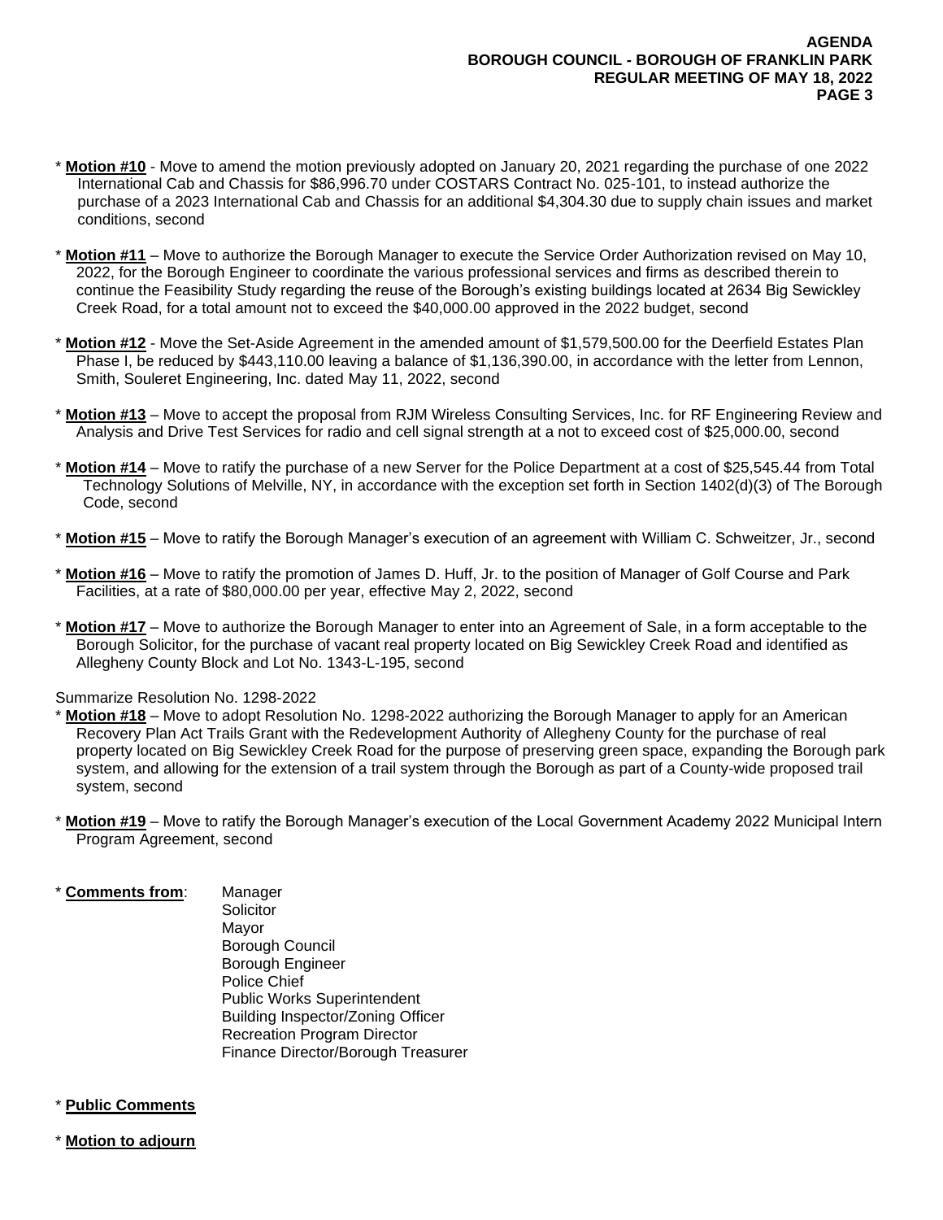\* **Motion #10** - Move to amend the motion previously adopted on January 20, 2021 regarding the purchase of one 2022 International Cab and Chassis for $86,996.70 under COSTARS Contract No. 025-101, to instead authorize the purchase of a 2023 International Cab and Chassis for an additional $4,304.30 due to supply chain issues and market conditions, second

\* **Motion #11** – Move to authorize the Borough Manager to execute the Service Order Authorization revised on May 10, 2022, for the Borough Engineer to coordinate the various professional services and firms as described therein to continue the Feasibility Study regarding the reuse of the Borough's existing buildings located at 2634 Big Sewickley Creek Road, for a total amount not to exceed the $40,000.00 approved in the 2022 budget, second

\* **Motion #12** - Move the Set-Aside Agreement in the amended amount of $1,579,500.00 for the Deerfield Estates Plan Phase I, be reduced by $443,110.00 leaving a balance of $1,136,390.00, in accordance with the letter from Lennon, Smith, Souleret Engineering, Inc. dated May 11, 2022, second

\* **Motion #13** – Move to accept the proposal from RJM Wireless Consulting Services, Inc. for RF Engineering Review and Analysis and Drive Test Services for radio and cell signal strength at a not to exceed cost of $25,000.00, second

\* **Motion #14** – Move to ratify the purchase of a new Server for the Police Department at a cost of $25,545.44 from Total Technology Solutions of Melville, NY, in accordance with the exception set forth in Section 1402(d)(3) of The Borough Code, second

\* **Motion #15** – Move to ratify the Borough Manager's execution of an agreement with William C. Schweitzer, Jr., second

\* **Motion #16** – Move to ratify the promotion of James D. Huff, Jr. to the position of Manager of Golf Course and Park Facilities, at a rate of $80,000.00 per year, effective May 2, 2022, second

\* **Motion #17** – Move to authorize the Borough Manager to enter into an Agreement of Sale, in a form acceptable to the Borough Solicitor, for the purchase of vacant real property located on Big Sewickley Creek Road and identified as Allegheny County Block and Lot No. 1343-L-195, second

Summarize Resolution No. 1298-2022

\* **Motion #18** – Move to adopt Resolution No. 1298-2022 authorizing the Borough Manager to apply for an American Recovery Plan Act Trails Grant with the Redevelopment Authority of Allegheny County for the purchase of real property located on Big Sewickley Creek Road for the purpose of preserving green space, expanding the Borough park system, and allowing for the extension of a trail system through the Borough as part of a County-wide proposed trail system, second

\* **Motion #19** – Move to ratify the Borough Manager's execution of the Local Government Academy 2022 Municipal Intern Program Agreement, second

\* **Comments from**:
- Manager
- Solicitor
- Mayor
- Borough Council
- Borough Engineer
- Police Chief
- Public Works Superintendent
- Building Inspector/Zoning Officer
- Recreation Program Director
- Finance Director/Borough Treasurer

\* **Public Comments**

\* **Motion to adjourn**